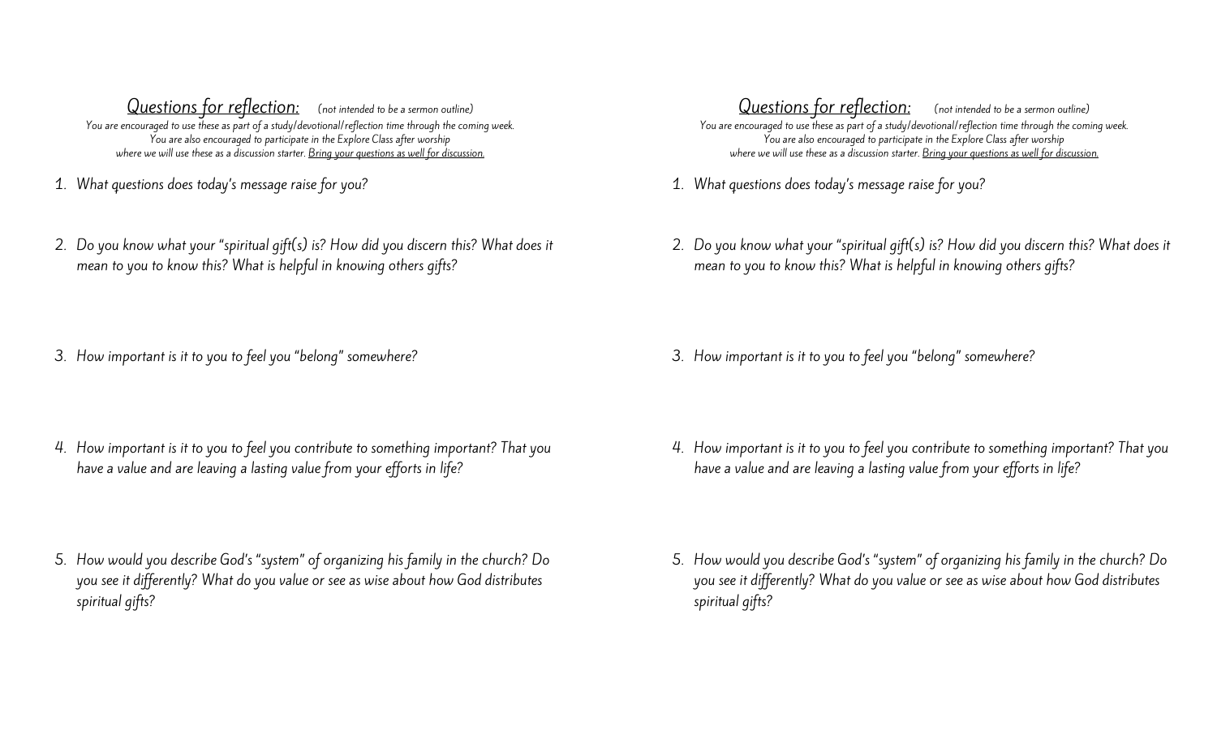<u>*Questions for reflection:*</u> *(not intended to be a sermon outline)*

*You are encouraged to use these as part of a study/devotional/reflection time through the coming week.*
*You are also encouraged to participate in the Explore Class after worship*
*where we will use these as a discussion starter. <u>Bring your questions as well for discussion.</u>*

1. *What questions does today's message raise for you?*

2. *Do you know what your "spiritual gift(s) is? How did you discern this? What does it mean to you to know this? What is helpful in knowing others gifts?*

3. *How important is it to you to feel you "belong" somewhere?*

4. *How important is it to you to feel you contribute to something important? That you have a value and are leaving a lasting value from your efforts in life?*

5. *How would you describe God's "system" of organizing his family in the church? Do you see it differently? What do you value or see as wise about how God distributes spiritual gifts?*

<u>*Questions for reflection:*</u> *(not intended to be a sermon outline)*

*You are encouraged to use these as part of a study/devotional/reflection time through the coming week.*
*You are also encouraged to participate in the Explore Class after worship*
*where we will use these as a discussion starter. <u>Bring your questions as well for discussion.</u>*

1. *What questions does today's message raise for you?*

2. *Do you know what your "spiritual gift(s) is? How did you discern this? What does it mean to you to know this? What is helpful in knowing others gifts?*

3. *How important is it to you to feel you "belong" somewhere?*

4. *How important is it to you to feel you contribute to something important? That you have a value and are leaving a lasting value from your efforts in life?*

5. *How would you describe God's "system" of organizing his family in the church? Do you see it differently? What do you value or see as wise about how God distributes spiritual gifts?*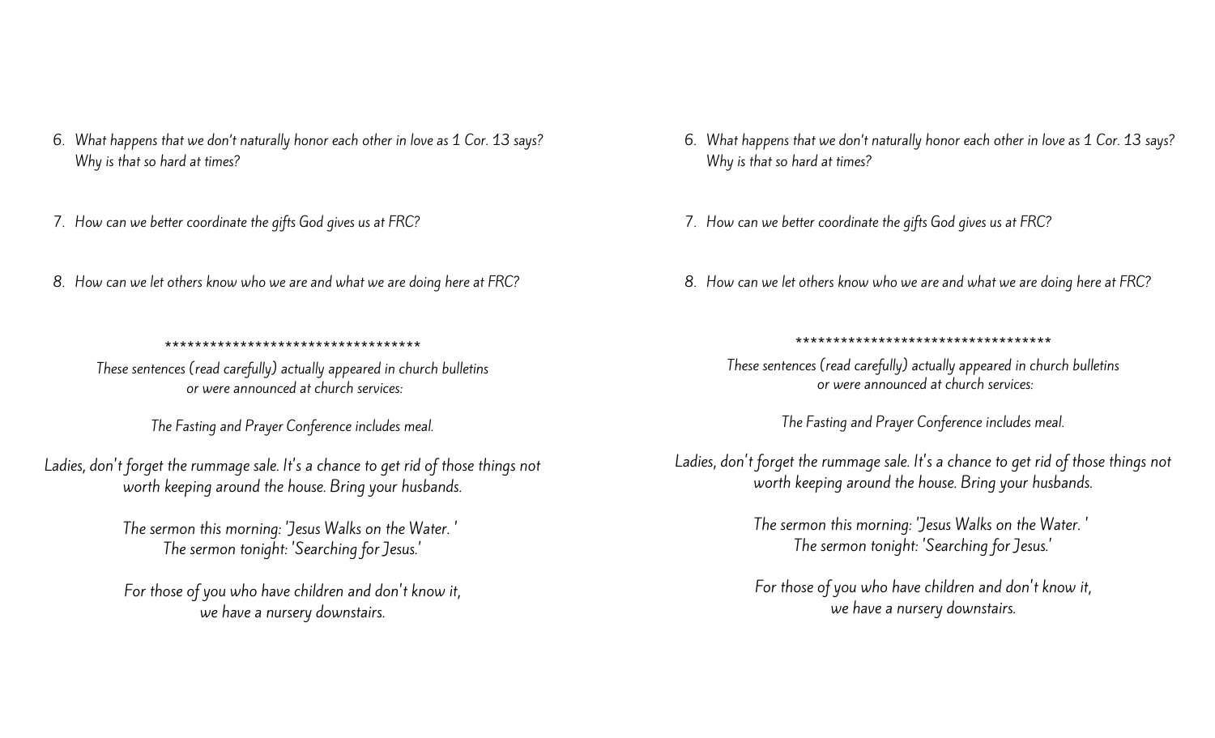6. What happens that we don't naturally honor each other in love as 1 Cor. 13 says? Why is that so hard at times?

7. How can we better coordinate the gifts God gives us at FRC?

8. How can we let others know who we are and what we are doing here at FRC?

**********************************

These sentences (read carefully) actually appeared in church bulletins or were announced at church services:

The Fasting and Prayer Conference includes meal.

Ladies, don't forget the rummage sale. It's a chance to get rid of those things not worth keeping around the house. Bring your husbands.

The sermon this morning: 'Jesus Walks on the Water.'
The sermon tonight: 'Searching for Jesus.'

For those of you who have children and don't know it, we have a nursery downstairs.

6. What happens that we don't naturally honor each other in love as 1 Cor. 13 says? Why is that so hard at times?

7. How can we better coordinate the gifts God gives us at FRC?

8. How can we let others know who we are and what we are doing here at FRC?

**********************************

These sentences (read carefully) actually appeared in church bulletins or were announced at church services:

The Fasting and Prayer Conference includes meal.

Ladies, don't forget the rummage sale. It's a chance to get rid of those things not worth keeping around the house. Bring your husbands.

The sermon this morning: 'Jesus Walks on the Water.'
The sermon tonight: 'Searching for Jesus.'

For those of you who have children and don't know it, we have a nursery downstairs.